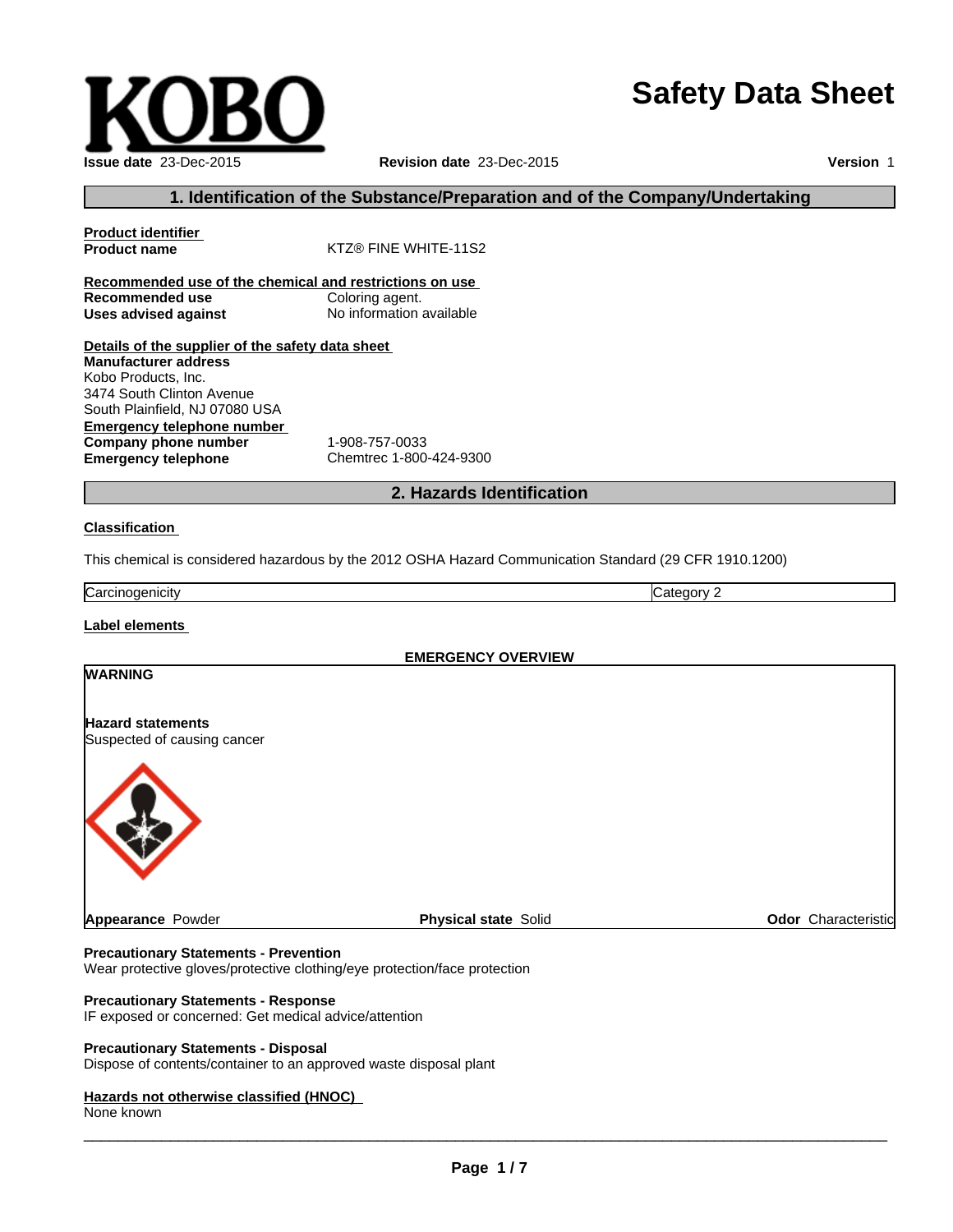KOBO

# Safety Data Sheet

**Issue date** 23-Dec-2015 **Revision date** 23-Dec-2015 **Version** 1

## 1. Identification of the Substance/Preparation and of the Company/Undertaking

**Product identifier**

**Product name** KTZ® FINE WHITE-11S2

**Recommended use of the chemical and restrictions on use**

**Recommended use** Coloring agent.

**Uses advised against** No information available

**Details of the supplier of the safety data sheet**

**Manufacturer address**
Kobo Products, Inc.
3474 South Clinton Avenue
South Plainfield, NJ 07080 USA

**Emergency telephone number**

**Company phone number** 1-908-757-0033

**Emergency telephone** Chemtrec 1-800-424-9300

## 2. Hazards Identification

**Classification**

This chemical is considered hazardous by the 2012 OSHA Hazard Communication Standard (29 CFR 1910.1200)

| Carcinogenicity | Category 2 |
|---|---|

**Label elements**

**EMERGENCY OVERVIEW**

**WARNING**

**Hazard statements**
Suspected of causing cancer

**Appearance** Powder **Physical state** Solid **Odor** Characteristic

**Precautionary Statements - Prevention**
Wear protective gloves/protective clothing/eye protection/face protection

**Precautionary Statements - Response**
IF exposed or concerned: Get medical advice/attention

**Precautionary Statements - Disposal**
Dispose of contents/container to an approved waste disposal plant

**Hazards not otherwise classified (HNOC)**
None known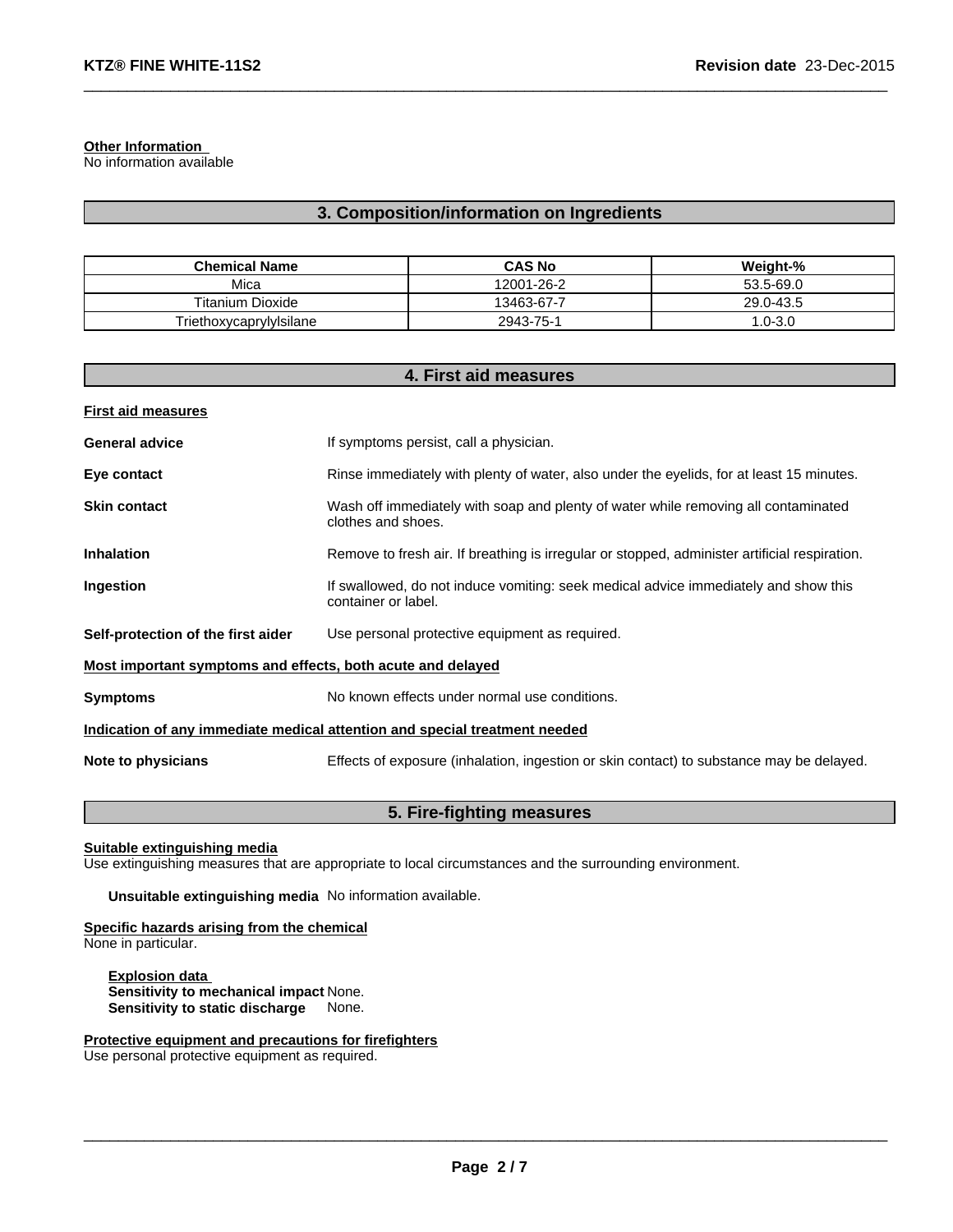**Other Information**
No information available

## 3. Composition/information on Ingredients

| Chemical Name | CAS No | Weight-% |
| --- | --- | --- |
| Mica | 12001-26-2 | 53.5-69.0 |
| Titanium Dioxide | 13463-67-7 | 29.0-43.5 |
| Triethoxycaprylylsilane | 2943-75-1 | 1.0-3.0 |

## 4. First aid measures

**First aid measures**

**General advice**: If symptoms persist, call a physician.

**Eye contact**: Rinse immediately with plenty of water, also under the eyelids, for at least 15 minutes.

**Skin contact**: Wash off immediately with soap and plenty of water while removing all contaminated clothes and shoes.

**Inhalation**: Remove to fresh air. If breathing is irregular or stopped, administer artificial respiration.

**Ingestion**: If swallowed, do not induce vomiting: seek medical advice immediately and show this container or label.

**Self-protection of the first aider**: Use personal protective equipment as required.

**Most important symptoms and effects, both acute and delayed**

**Symptoms**: No known effects under normal use conditions.

**Indication of any immediate medical attention and special treatment needed**

**Note to physicians**: Effects of exposure (inhalation, ingestion or skin contact) to substance may be delayed.

## 5. Fire-fighting measures

**Suitable extinguishing media**
Use extinguishing measures that are appropriate to local circumstances and the surrounding environment.

**Unsuitable extinguishing media** No information available.

**Specific hazards arising from the chemical**
None in particular.

**Explosion data**
**Sensitivity to mechanical impact** None.
**Sensitivity to static discharge** None.

**Protective equipment and precautions for firefighters**
Use personal protective equipment as required.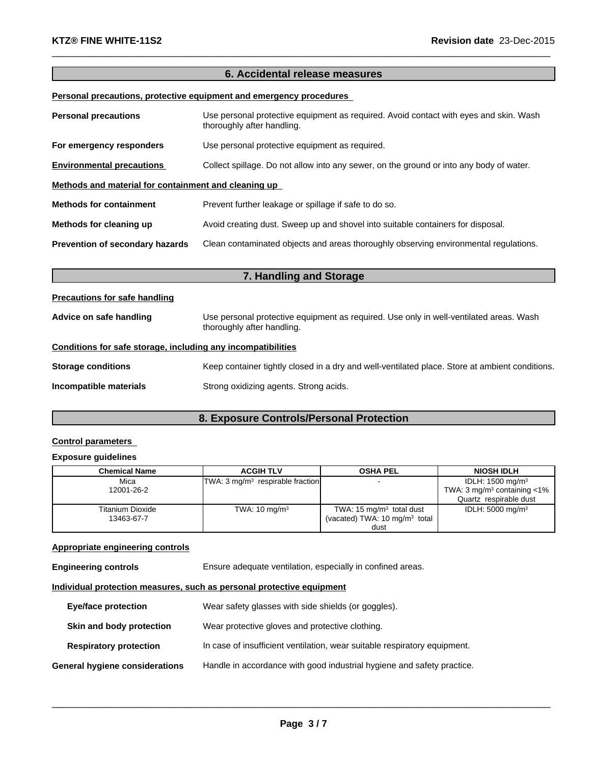## 6. Accidental release measures

**Personal precautions, protective equipment and emergency procedures**

**Personal precautions** Use personal protective equipment as required. Avoid contact with eyes and skin. Wash thoroughly after handling.

**For emergency responders** Use personal protective equipment as required.

**Environmental precautions** Collect spillage. Do not allow into any sewer, on the ground or into any body of water.

**Methods and material for containment and cleaning up**

**Methods for containment** Prevent further leakage or spillage if safe to do so.

**Methods for cleaning up** Avoid creating dust. Sweep up and shovel into suitable containers for disposal.

**Prevention of secondary hazards** Clean contaminated objects and areas thoroughly observing environmental regulations.

## 7. Handling and Storage

**Precautions for safe handling**

**Advice on safe handling** Use personal protective equipment as required. Use only in well-ventilated areas. Wash thoroughly after handling.

**Conditions for safe storage, including any incompatibilities**

**Storage conditions** Keep container tightly closed in a dry and well-ventilated place. Store at ambient conditions.

**Incompatible materials** Strong oxidizing agents. Strong acids.

## 8. Exposure Controls/Personal Protection

**Control parameters**

**Exposure guidelines**

| Chemical Name | ACGIH TLV | OSHA PEL | NIOSH IDLH |
|---|---|---|---|
| Mica<br>12001-26-2 | TWA: 3 mg/m³ respirable fraction | - | IDLH: 1500 mg/m³<br>TWA: 3 mg/m³ containing <1% Quartz respirable dust |
| Titanium Dioxide<br>13463-67-7 | TWA: 10 mg/m³ | TWA: 15 mg/m³ total dust<br>(vacated) TWA: 10 mg/m³ total dust | IDLH: 5000 mg/m³ |

**Appropriate engineering controls**

**Engineering controls** Ensure adequate ventilation, especially in confined areas.

**Individual protection measures, such as personal protective equipment**

**Eye/face protection** Wear safety glasses with side shields (or goggles).

**Skin and body protection** Wear protective gloves and protective clothing.

**Respiratory protection** In case of insufficient ventilation, wear suitable respiratory equipment.

**General hygiene considerations** Handle in accordance with good industrial hygiene and safety practice.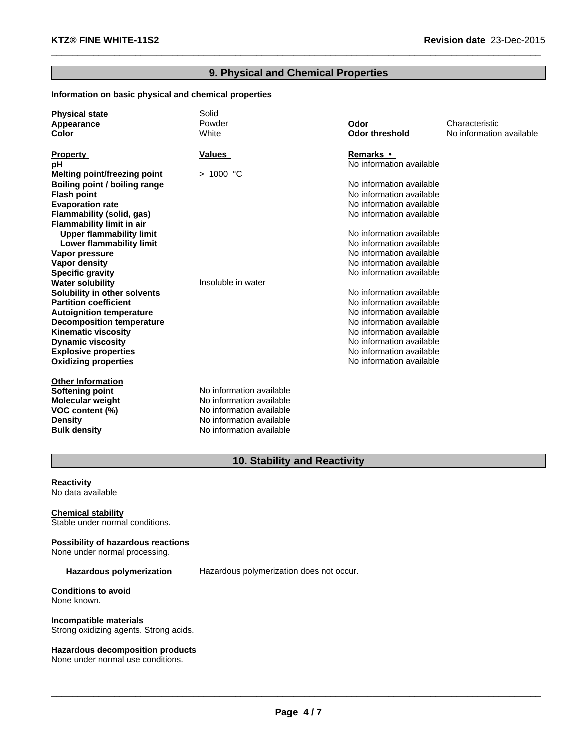## 9. Physical and Chemical Properties

**Information on basic physical and chemical properties**

| | | | |
|---|---|---|---|
| **Physical state** | Solid | | |
| **Appearance** | Powder | **Odor** | Characteristic |
| **Color** | White | **Odor threshold** | No information available |

| **Property** | **Values** | **Remarks • ** |
|---|---|---|
| **pH** | | No information available |
| **Melting point/freezing point** | > 1000 °C | |
| **Boiling point / boiling range** | | No information available |
| **Flash point** | | No information available |
| **Evaporation rate** | | No information available |
| **Flammability (solid, gas)** | | No information available |
| **Flammability limit in air** | | |
| **Upper flammability limit** | | No information available |
| **Lower flammability limit** | | No information available |
| **Vapor pressure** | | No information available |
| **Vapor density** | | No information available |
| **Specific gravity** | | No information available |
| **Water solubility** | Insoluble in water | |
| **Solubility in other solvents** | | No information available |
| **Partition coefficient** | | No information available |
| **Autoignition temperature** | | No information available |
| **Decomposition temperature** | | No information available |
| **Kinematic viscosity** | | No information available |
| **Dynamic viscosity** | | No information available |
| **Explosive properties** | | No information available |
| **Oxidizing properties** | | No information available |

**Other Information**

| | |
|---|---|
| **Softening point** | No information available |
| **Molecular weight** | No information available |
| **VOC content (%)** | No information available |
| **Density** | No information available |
| **Bulk density** | No information available |

## 10. Stability and Reactivity

**Reactivity**
No data available

**Chemical stability**
Stable under normal conditions.

**Possibility of hazardous reactions**
None under normal processing.

**Hazardous polymerization** Hazardous polymerization does not occur.

**Conditions to avoid**
None known.

**Incompatible materials**
Strong oxidizing agents. Strong acids.

**Hazardous decomposition products**
None under normal use conditions.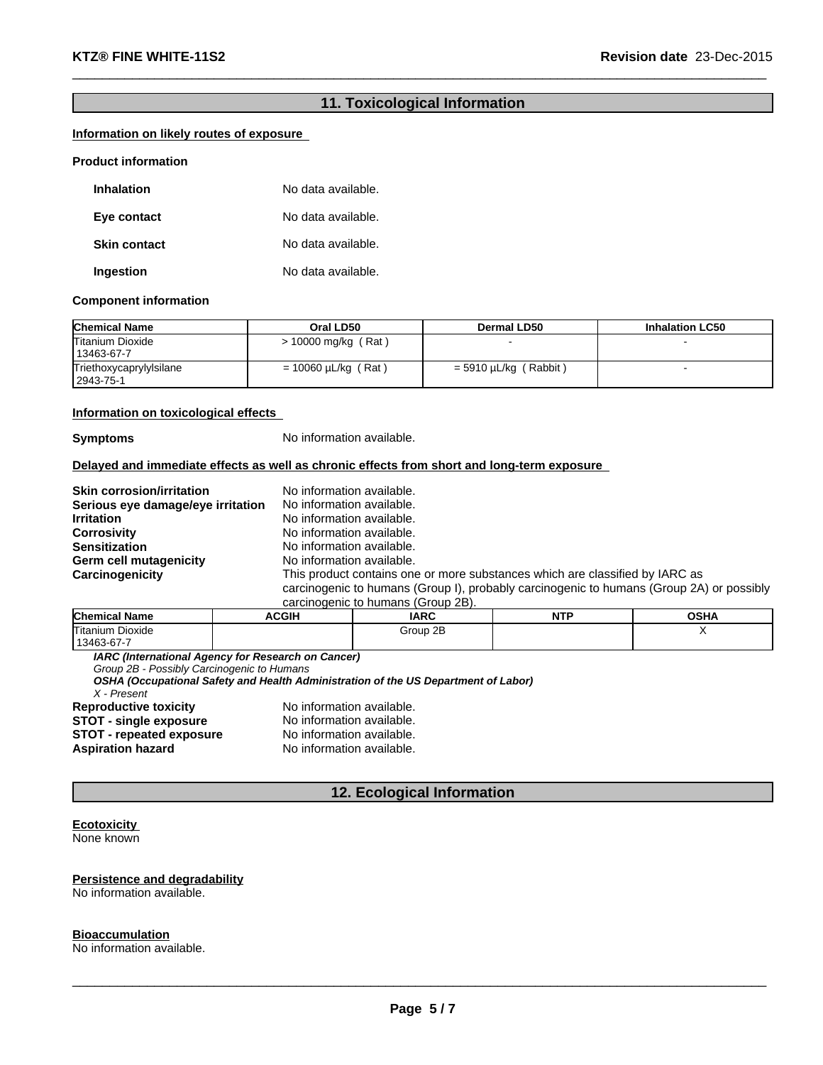## 11. Toxicological Information

**Information on likely routes of exposure**

**Product information**

| | |
|---|---|
| **Inhalation** | No data available. |
| **Eye contact** | No data available. |
| **Skin contact** | No data available. |
| **Ingestion** | No data available. |

**Component information**

| Chemical Name | Oral LD50 | Dermal LD50 | Inhalation LC50 |
|---|---|---|---|
| Titanium Dioxide 13463-67-7 | > 10000 mg/kg ( Rat ) | - | - |
| Triethoxycaprylylsilane 2943-75-1 | = 10060 µL/kg ( Rat ) | = 5910 µL/kg ( Rabbit ) | - |

**Information on toxicological effects**

**Symptoms** No information available.

**Delayed and immediate effects as well as chronic effects from short and long-term exposure**

| | |
|---|---|
| **Skin corrosion/irritation** | No information available. |
| **Serious eye damage/eye irritation** | No information available. |
| **Irritation** | No information available. |
| **Corrosivity** | No information available. |
| **Sensitization** | No information available. |
| **Germ cell mutagenicity** | No information available. |
| **Carcinogenicity** | This product contains one or more substances which are classified by IARC as carcinogenic to humans (Group I), probably carcinogenic to humans (Group 2A) or possibly carcinogenic to humans (Group 2B). |

| Chemical Name | ACGIH | IARC | NTP | OSHA |
|---|---|---|---|---|
| Titanium Dioxide 13463-67-7 | | Group 2B | | X |

***IARC (International Agency for Research on Cancer)***
*Group 2B - Possibly Carcinogenic to Humans*
***OSHA (Occupational Safety and Health Administration of the US Department of Labor)***
*X - Present*

| | |
|---|---|
| **Reproductive toxicity** | No information available. |
| **STOT - single exposure** | No information available. |
| **STOT - repeated exposure** | No information available. |
| **Aspiration hazard** | No information available. |

## 12. Ecological Information

**Ecotoxicity**
None known

**Persistence and degradability**
No information available.

**Bioaccumulation**
No information available.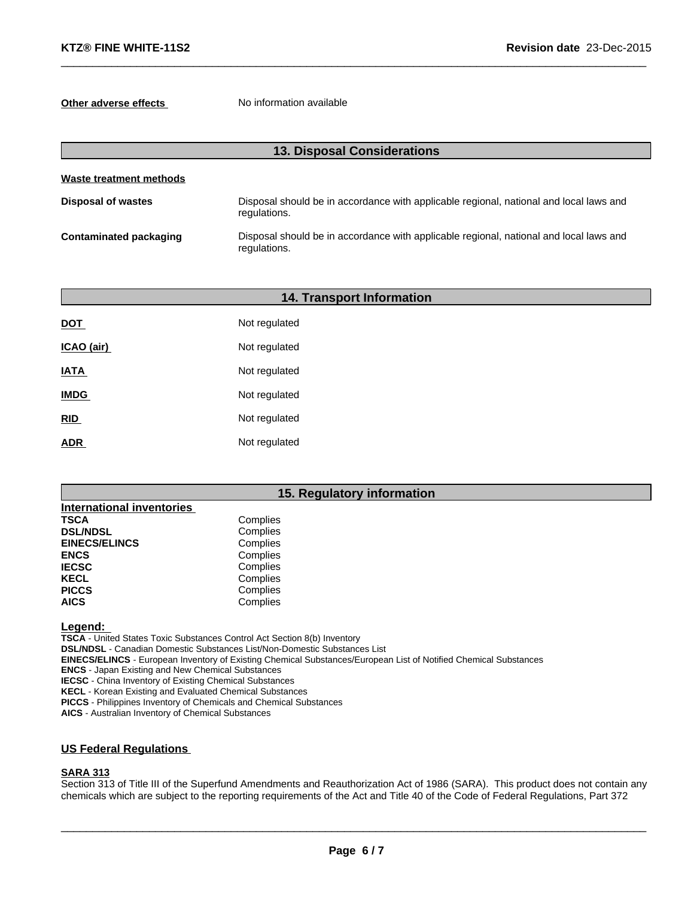**Other adverse effects** No information available

## 13. Disposal Considerations

**Waste treatment methods**

| | |
|---|---|
| **Disposal of wastes** | Disposal should be in accordance with applicable regional, national and local laws and regulations. |
| **Contaminated packaging** | Disposal should be in accordance with applicable regional, national and local laws and regulations. |

## 14. Transport Information

| | |
|---|---|
| **DOT** | Not regulated |
| **ICAO (air)** | Not regulated |
| **IATA** | Not regulated |
| **IMDG** | Not regulated |
| **RID** | Not regulated |
| **ADR** | Not regulated |

## 15. Regulatory information

**International inventories**

| | |
|---|---|
| **TSCA** | Complies |
| **DSL/NDSL** | Complies |
| **EINECS/ELINCS** | Complies |
| **ENCS** | Complies |
| **IECSC** | Complies |
| **KECL** | Complies |
| **PICCS** | Complies |
| **AICS** | Complies |

**Legend:**

**TSCA** - United States Toxic Substances Control Act Section 8(b) Inventory
**DSL/NDSL** - Canadian Domestic Substances List/Non-Domestic Substances List
**EINECS/ELINCS** - European Inventory of Existing Chemical Substances/European List of Notified Chemical Substances
**ENCS** - Japan Existing and New Chemical Substances
**IECSC** - China Inventory of Existing Chemical Substances
**KECL** - Korean Existing and Evaluated Chemical Substances
**PICCS** - Philippines Inventory of Chemicals and Chemical Substances
**AICS** - Australian Inventory of Chemical Substances

### US Federal Regulations

**SARA 313**

Section 313 of Title III of the Superfund Amendments and Reauthorization Act of 1986 (SARA). This product does not contain any chemicals which are subject to the reporting requirements of the Act and Title 40 of the Code of Federal Regulations, Part 372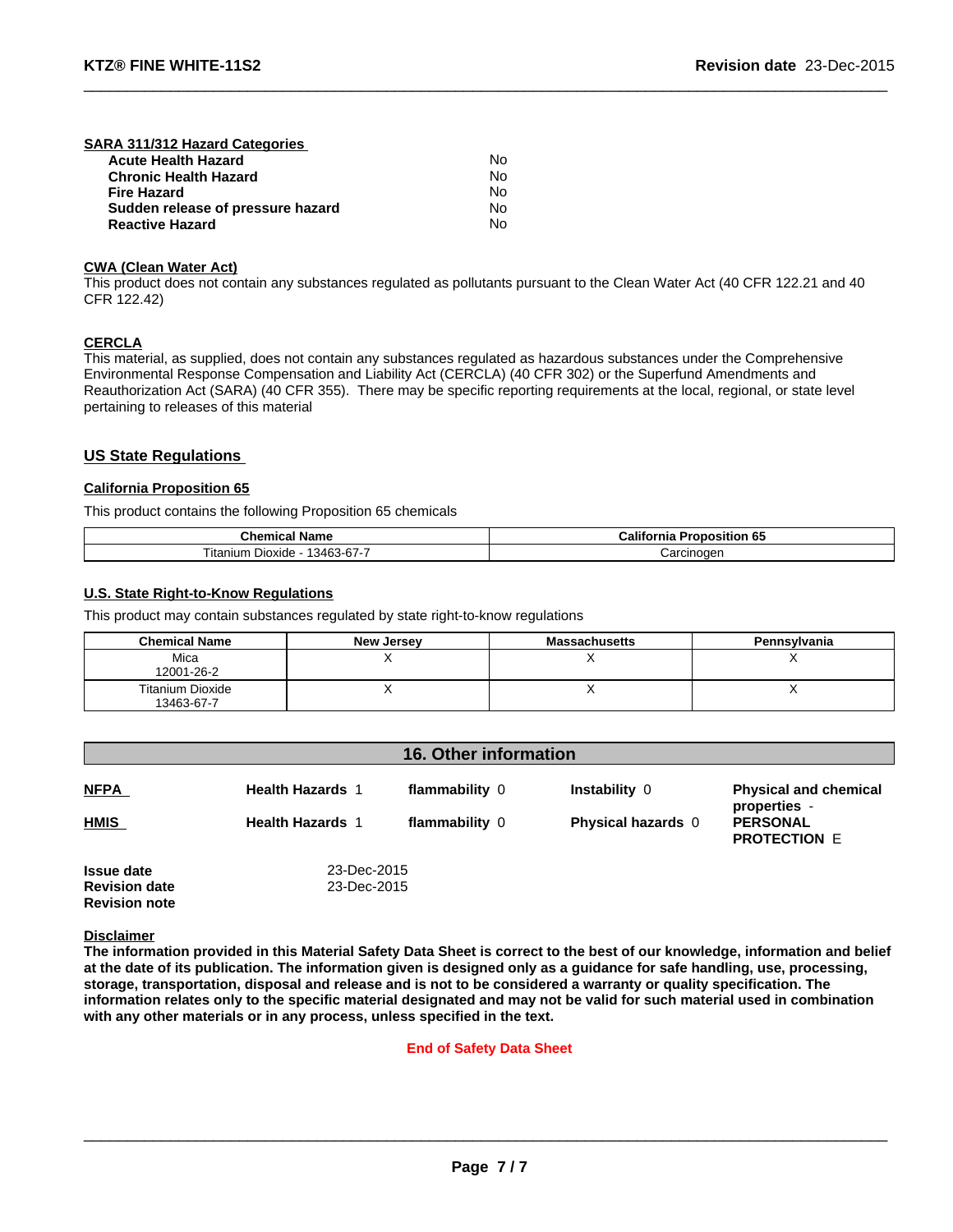#### SARA 311/312 Hazard Categories

| | |
|---|---|
| **Acute Health Hazard** | No |
| **Chronic Health Hazard** | No |
| **Fire Hazard** | No |
| **Sudden release of pressure hazard** | No |
| **Reactive Hazard** | No |

#### CWA (Clean Water Act)

This product does not contain any substances regulated as pollutants pursuant to the Clean Water Act (40 CFR 122.21 and 40 CFR 122.42)

#### CERCLA

This material, as supplied, does not contain any substances regulated as hazardous substances under the Comprehensive Environmental Response Compensation and Liability Act (CERCLA) (40 CFR 302) or the Superfund Amendments and Reauthorization Act (SARA) (40 CFR 355). There may be specific reporting requirements at the local, regional, or state level pertaining to releases of this material

### US State Regulations

#### California Proposition 65

This product contains the following Proposition 65 chemicals

| Chemical Name | California Proposition 65 |
|---|---|
| Titanium Dioxide - 13463-67-7 | Carcinogen |

#### U.S. State Right-to-Know Regulations

This product may contain substances regulated by state right-to-know regulations

| Chemical Name | New Jersey | Massachusetts | Pennsylvania |
|---|---|---|---|
| Mica 12001-26-2 | X | X | X |
| Titanium Dioxide 13463-67-7 | X | X | X |

## 16. Other information

| | | | | |
|---|---|---|---|---|
| **NFPA** | **Health Hazards** 1 | **flammability** 0 | **Instability** 0 | **Physical and chemical properties** - |
| **HMIS** | **Health Hazards** 1 | **flammability** 0 | **Physical hazards** 0 | **PERSONAL PROTECTION** E |

**Issue date** 23-Dec-2015
**Revision date** 23-Dec-2015
**Revision note**

#### Disclaimer

**The information provided in this Material Safety Data Sheet is correct to the best of our knowledge, information and belief at the date of its publication. The information given is designed only as a guidance for safe handling, use, processing, storage, transportation, disposal and release and is not to be considered a warranty or quality specification. The information relates only to the specific material designated and may not be valid for such material used in combination with any other materials or in any process, unless specified in the text.**

**End of Safety Data Sheet**